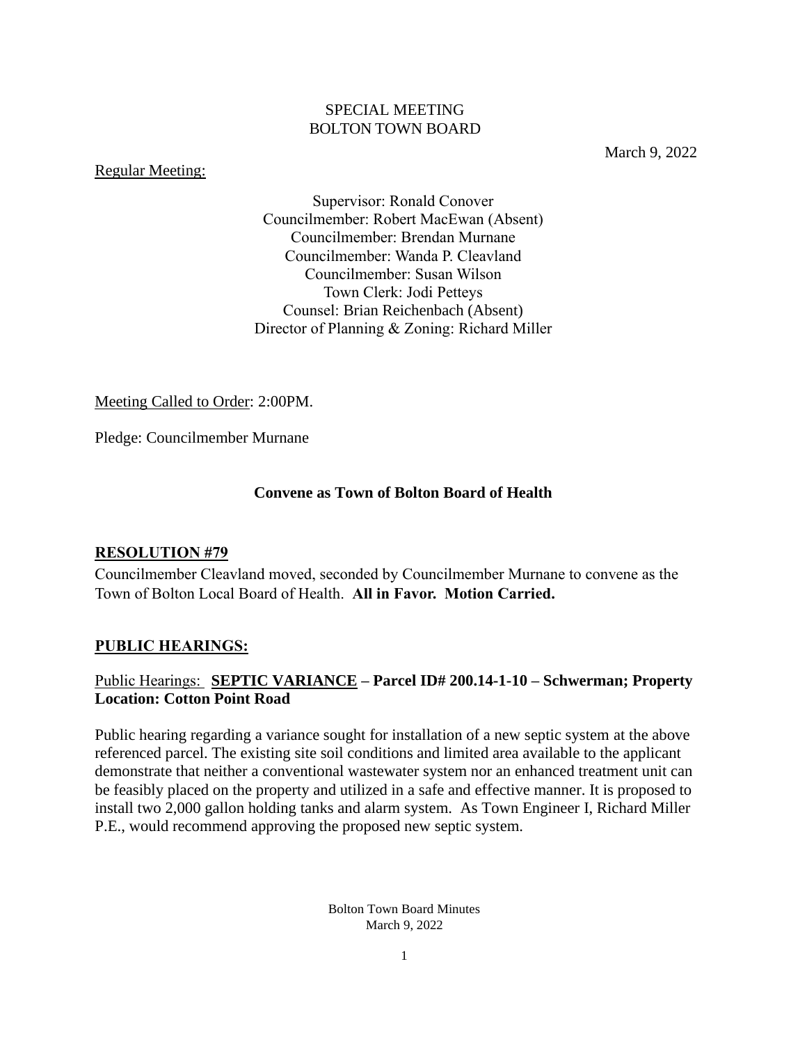SPECIAL MEETING
BOLTON TOWN BOARD

March 9, 2022

Regular Meeting:

Supervisor: Ronald Conover
Councilmember: Robert MacEwan (Absent)
Councilmember: Brendan Murnane
Councilmember: Wanda P. Cleavland
Councilmember: Susan Wilson
Town Clerk: Jodi Petteys
Counsel: Brian Reichenbach (Absent)
Director of Planning & Zoning: Richard Miller

Meeting Called to Order: 2:00PM.

Pledge: Councilmember Murnane

**Convene as Town of Bolton Board of Health**

**RESOLUTION #79**

Councilmember Cleavland moved, seconded by Councilmember Murnane to convene as the Town of Bolton Local Board of Health. **All in Favor. Motion Carried.**

**PUBLIC HEARINGS:**

Public Hearings: **SEPTIC VARIANCE – Parcel ID# 200.14-1-10 – Schwerman; Property Location: Cotton Point Road**

Public hearing regarding a variance sought for installation of a new septic system at the above referenced parcel. The existing site soil conditions and limited area available to the applicant demonstrate that neither a conventional wastewater system nor an enhanced treatment unit can be feasibly placed on the property and utilized in a safe and effective manner. It is proposed to install two 2,000 gallon holding tanks and alarm system. As Town Engineer I, Richard Miller P.E., would recommend approving the proposed new septic system.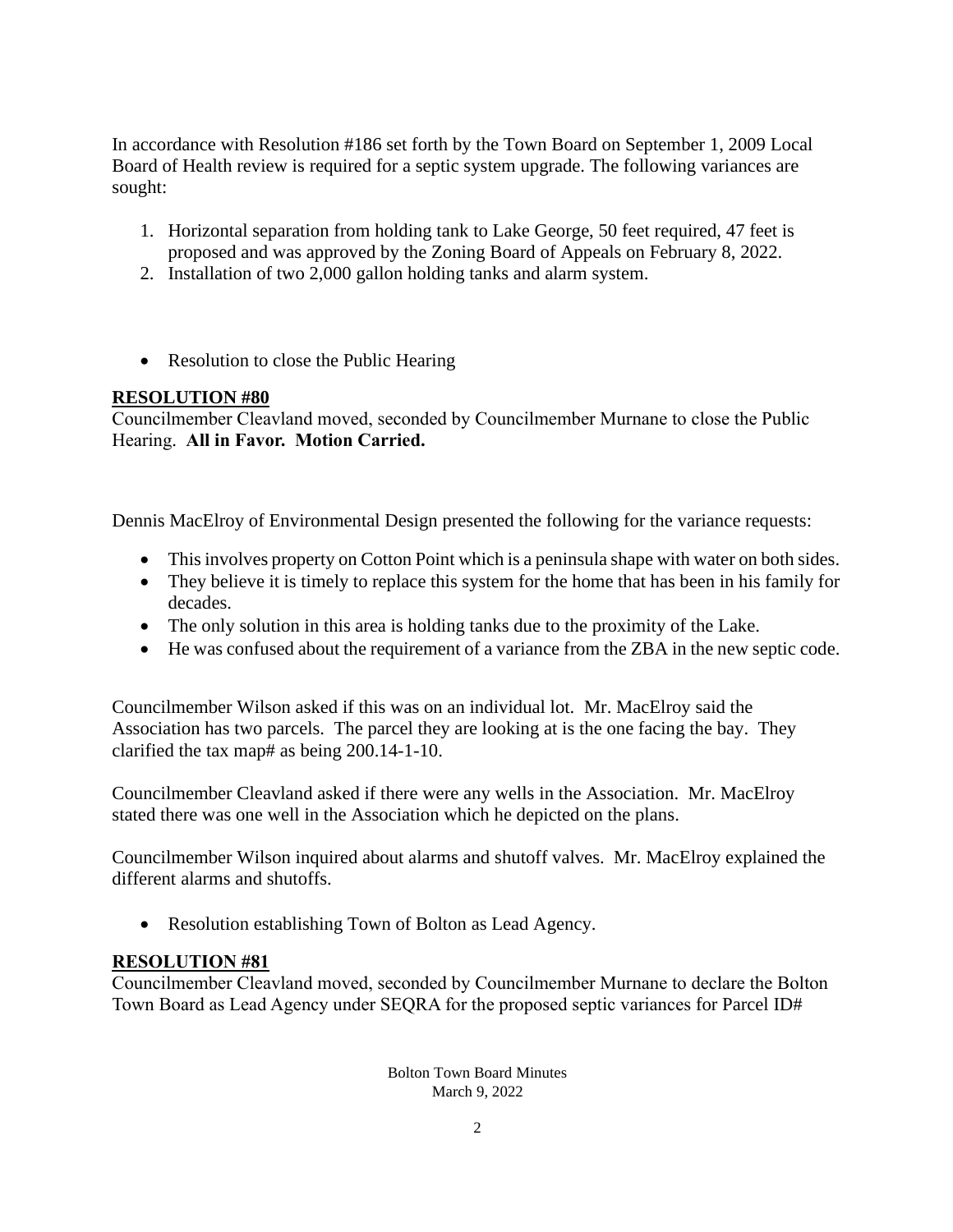In accordance with Resolution #186 set forth by the Town Board on September 1, 2009 Local Board of Health review is required for a septic system upgrade. The following variances are sought:

1. Horizontal separation from holding tank to Lake George, 50 feet required, 47 feet is proposed and was approved by the Zoning Board of Appeals on February 8, 2022.
2. Installation of two 2,000 gallon holding tanks and alarm system.

- Resolution to close the Public Hearing

**RESOLUTION #80**

Councilmember Cleavland moved, seconded by Councilmember Murnane to close the Public Hearing. **All in Favor. Motion Carried.**

Dennis MacElroy of Environmental Design presented the following for the variance requests:

- This involves property on Cotton Point which is a peninsula shape with water on both sides.
- They believe it is timely to replace this system for the home that has been in his family for decades.
- The only solution in this area is holding tanks due to the proximity of the Lake.
- He was confused about the requirement of a variance from the ZBA in the new septic code.

Councilmember Wilson asked if this was on an individual lot. Mr. MacElroy said the Association has two parcels. The parcel they are looking at is the one facing the bay. They clarified the tax map# as being 200.14-1-10.

Councilmember Cleavland asked if there were any wells in the Association. Mr. MacElroy stated there was one well in the Association which he depicted on the plans.

Councilmember Wilson inquired about alarms and shutoff valves. Mr. MacElroy explained the different alarms and shutoffs.

- Resolution establishing Town of Bolton as Lead Agency.

**RESOLUTION #81**

Councilmember Cleavland moved, seconded by Councilmember Murnane to declare the Bolton Town Board as Lead Agency under SEQRA for the proposed septic variances for Parcel ID#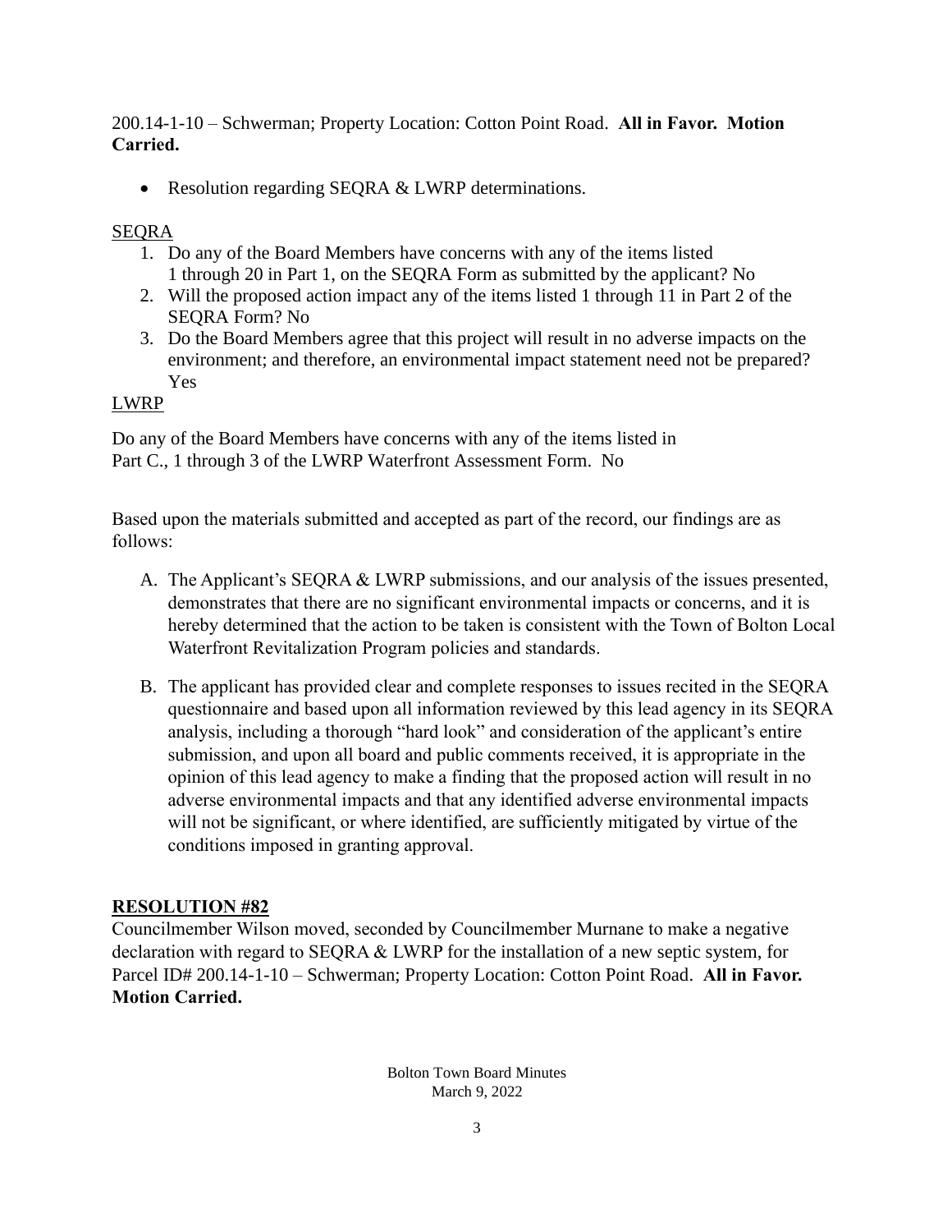200.14-1-10 – Schwerman; Property Location: Cotton Point Road. **All in Favor. Motion Carried.**

- Resolution regarding SEQRA & LWRP determinations.

SEQRA

1. Do any of the Board Members have concerns with any of the items listed 1 through 20 in Part 1, on the SEQRA Form as submitted by the applicant? No
2. Will the proposed action impact any of the items listed 1 through 11 in Part 2 of the SEQRA Form? No
3. Do the Board Members agree that this project will result in no adverse impacts on the environment; and therefore, an environmental impact statement need not be prepared? Yes

LWRP

Do any of the Board Members have concerns with any of the items listed in Part C., 1 through 3 of the LWRP Waterfront Assessment Form. No

Based upon the materials submitted and accepted as part of the record, our findings are as follows:

A. The Applicant's SEQRA & LWRP submissions, and our analysis of the issues presented, demonstrates that there are no significant environmental impacts or concerns, and it is hereby determined that the action to be taken is consistent with the Town of Bolton Local Waterfront Revitalization Program policies and standards.

B. The applicant has provided clear and complete responses to issues recited in the SEQRA questionnaire and based upon all information reviewed by this lead agency in its SEQRA analysis, including a thorough "hard look" and consideration of the applicant's entire submission, and upon all board and public comments received, it is appropriate in the opinion of this lead agency to make a finding that the proposed action will result in no adverse environmental impacts and that any identified adverse environmental impacts will not be significant, or where identified, are sufficiently mitigated by virtue of the conditions imposed in granting approval.

**RESOLUTION #82**

Councilmember Wilson moved, seconded by Councilmember Murnane to make a negative declaration with regard to SEQRA & LWRP for the installation of a new septic system, for Parcel ID# 200.14-1-10 – Schwerman; Property Location: Cotton Point Road. **All in Favor. Motion Carried.**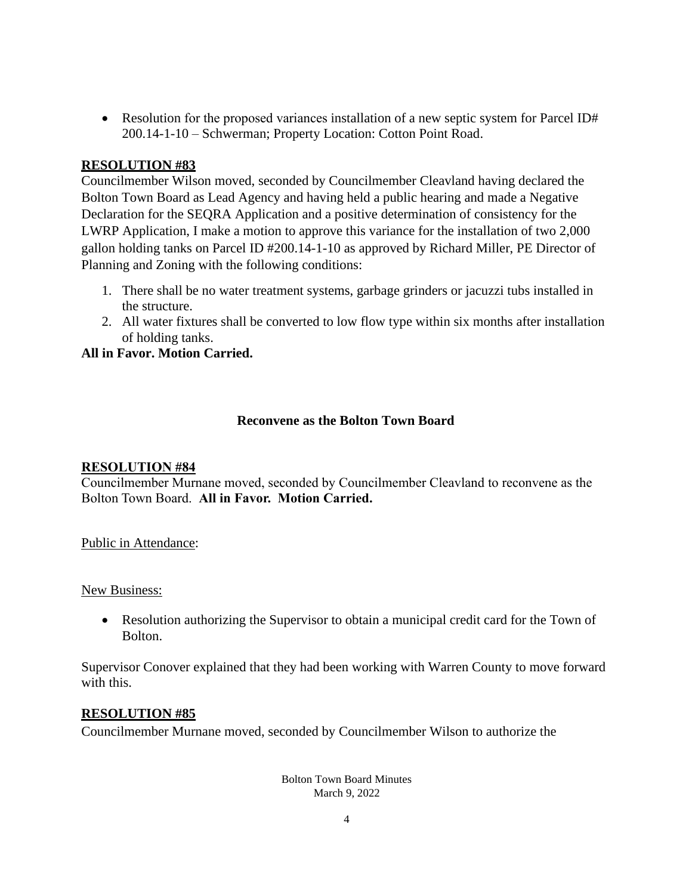- Resolution for the proposed variances installation of a new septic system for Parcel ID# 200.14-1-10 – Schwerman; Property Location: Cotton Point Road.

**RESOLUTION #83**

Councilmember Wilson moved, seconded by Councilmember Cleavland having declared the Bolton Town Board as Lead Agency and having held a public hearing and made a Negative Declaration for the SEQRA Application and a positive determination of consistency for the LWRP Application, I make a motion to approve this variance for the installation of two 2,000 gallon holding tanks on Parcel ID #200.14-1-10 as approved by Richard Miller, PE Director of Planning and Zoning with the following conditions:

1. There shall be no water treatment systems, garbage grinders or jacuzzi tubs installed in the structure.
2. All water fixtures shall be converted to low flow type within six months after installation of holding tanks.

**All in Favor. Motion Carried.**

**Reconvene as the Bolton Town Board**

**RESOLUTION #84**

Councilmember Murnane moved, seconded by Councilmember Cleavland to reconvene as the Bolton Town Board. **All in Favor. Motion Carried.**

Public in Attendance:

New Business:

- Resolution authorizing the Supervisor to obtain a municipal credit card for the Town of Bolton.

Supervisor Conover explained that they had been working with Warren County to move forward with this.

**RESOLUTION #85**

Councilmember Murnane moved, seconded by Councilmember Wilson to authorize the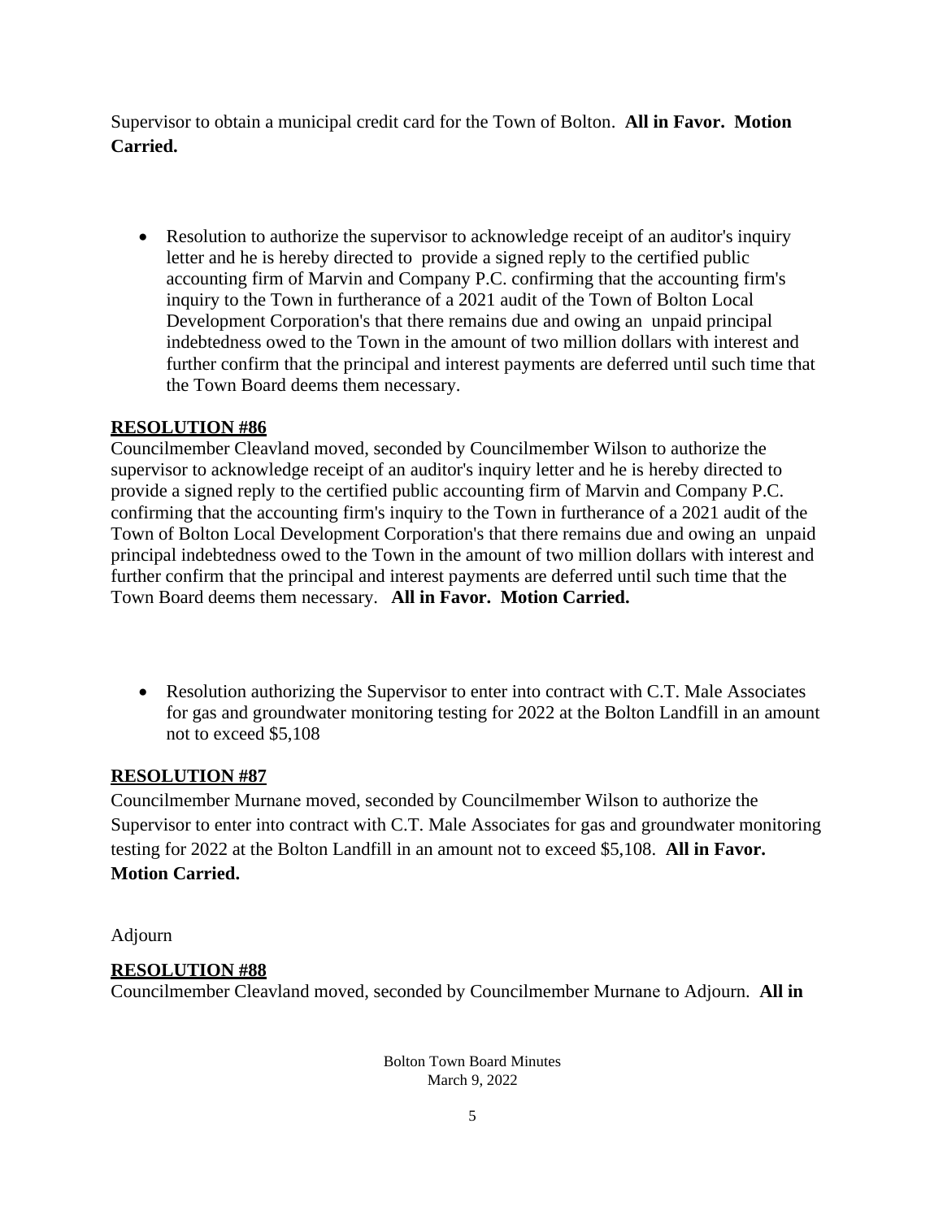Supervisor to obtain a municipal credit card for the Town of Bolton. **All in Favor. Motion Carried.**

- Resolution to authorize the supervisor to acknowledge receipt of an auditor's inquiry letter and he is hereby directed to provide a signed reply to the certified public accounting firm of Marvin and Company P.C. confirming that the accounting firm's inquiry to the Town in furtherance of a 2021 audit of the Town of Bolton Local Development Corporation's that there remains due and owing an unpaid principal indebtedness owed to the Town in the amount of two million dollars with interest and further confirm that the principal and interest payments are deferred until such time that the Town Board deems them necessary.

**RESOLUTION #86**

Councilmember Cleavland moved, seconded by Councilmember Wilson to authorize the supervisor to acknowledge receipt of an auditor's inquiry letter and he is hereby directed to provide a signed reply to the certified public accounting firm of Marvin and Company P.C. confirming that the accounting firm's inquiry to the Town in furtherance of a 2021 audit of the Town of Bolton Local Development Corporation's that there remains due and owing an unpaid principal indebtedness owed to the Town in the amount of two million dollars with interest and further confirm that the principal and interest payments are deferred until such time that the Town Board deems them necessary. **All in Favor. Motion Carried.**

- Resolution authorizing the Supervisor to enter into contract with C.T. Male Associates for gas and groundwater monitoring testing for 2022 at the Bolton Landfill in an amount not to exceed $5,108

**RESOLUTION #87**

Councilmember Murnane moved, seconded by Councilmember Wilson to authorize the Supervisor to enter into contract with C.T. Male Associates for gas and groundwater monitoring testing for 2022 at the Bolton Landfill in an amount not to exceed $5,108. **All in Favor. Motion Carried.**

Adjourn

**RESOLUTION #88**

Councilmember Cleavland moved, seconded by Councilmember Murnane to Adjourn. **All in**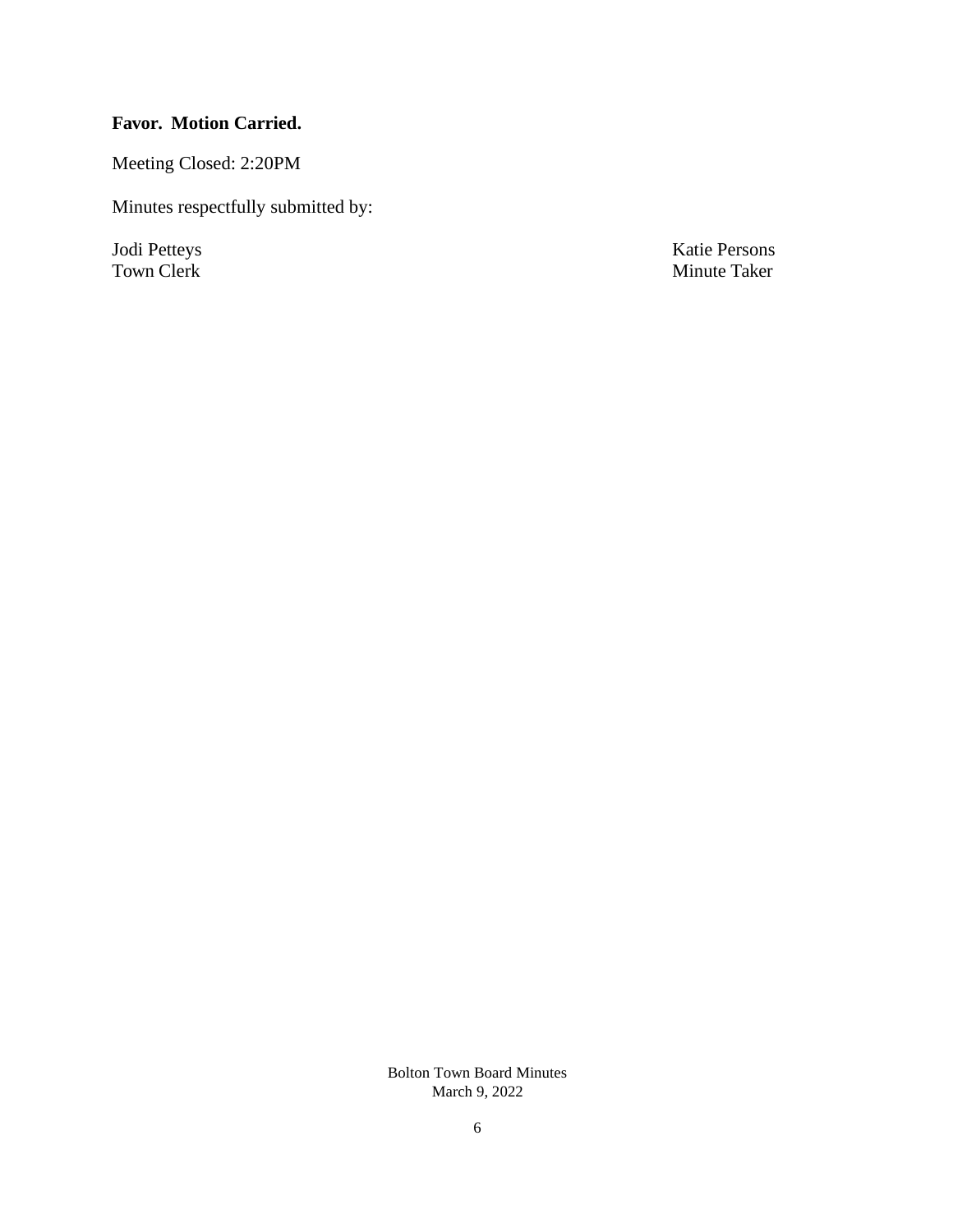**Favor. Motion Carried.**

Meeting Closed: 2:20PM

Minutes respectfully submitted by:

Jodi Petteys
Town Clerk

Katie Persons
Minute Taker